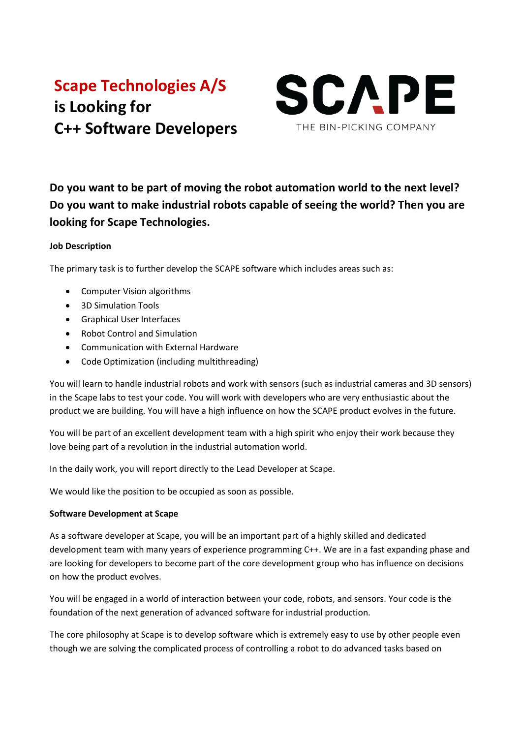# Scape Technologies A/S is Looking for C++ Software Developers

SCAPE
THE BIN-PICKING COMPANY

## Do you want to be part of moving the robot automation world to the next level? Do you want to make industrial robots capable of seeing the world? Then you are looking for Scape Technologies.

**Job Description**

The primary task is to further develop the SCAPE software which includes areas such as:

- Computer Vision algorithms
- 3D Simulation Tools
- Graphical User Interfaces
- Robot Control and Simulation
- Communication with External Hardware
- Code Optimization (including multithreading)

You will learn to handle industrial robots and work with sensors (such as industrial cameras and 3D sensors) in the Scape labs to test your code. You will work with developers who are very enthusiastic about the product we are building. You will have a high influence on how the SCAPE product evolves in the future.

You will be part of an excellent development team with a high spirit who enjoy their work because they love being part of a revolution in the industrial automation world.

In the daily work, you will report directly to the Lead Developer at Scape.

We would like the position to be occupied as soon as possible.

**Software Development at Scape**

As a software developer at Scape, you will be an important part of a highly skilled and dedicated development team with many years of experience programming C++. We are in a fast expanding phase and are looking for developers to become part of the core development group who has influence on decisions on how the product evolves.

You will be engaged in a world of interaction between your code, robots, and sensors. Your code is the foundation of the next generation of advanced software for industrial production.

The core philosophy at Scape is to develop software which is extremely easy to use by other people even though we are solving the complicated process of controlling a robot to do advanced tasks based on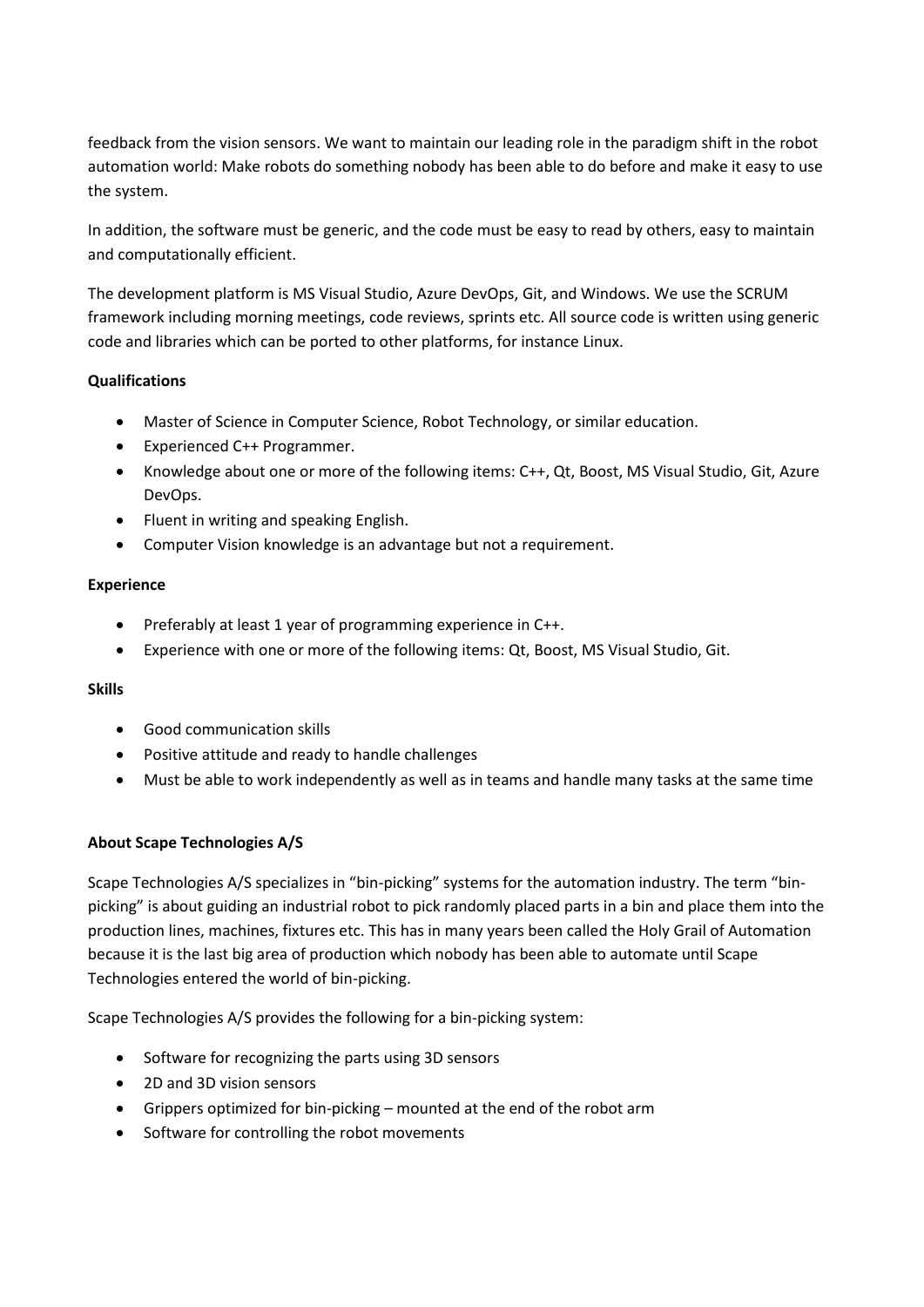feedback from the vision sensors. We want to maintain our leading role in the paradigm shift in the robot automation world: Make robots do something nobody has been able to do before and make it easy to use the system.

In addition, the software must be generic, and the code must be easy to read by others, easy to maintain and computationally efficient.

The development platform is MS Visual Studio, Azure DevOps, Git, and Windows. We use the SCRUM framework including morning meetings, code reviews, sprints etc. All source code is written using generic code and libraries which can be ported to other platforms, for instance Linux.

**Qualifications**

- Master of Science in Computer Science, Robot Technology, or similar education.
- Experienced C++ Programmer.
- Knowledge about one or more of the following items: C++, Qt, Boost, MS Visual Studio, Git, Azure DevOps.
- Fluent in writing and speaking English.
- Computer Vision knowledge is an advantage but not a requirement.

**Experience**

- Preferably at least 1 year of programming experience in C++.
- Experience with one or more of the following items: Qt, Boost, MS Visual Studio, Git.

**Skills**

- Good communication skills
- Positive attitude and ready to handle challenges
- Must be able to work independently as well as in teams and handle many tasks at the same time

**About Scape Technologies A/S**

Scape Technologies A/S specializes in "bin-picking" systems for the automation industry. The term "bin-picking" is about guiding an industrial robot to pick randomly placed parts in a bin and place them into the production lines, machines, fixtures etc. This has in many years been called the Holy Grail of Automation because it is the last big area of production which nobody has been able to automate until Scape Technologies entered the world of bin-picking.

Scape Technologies A/S provides the following for a bin-picking system:

- Software for recognizing the parts using 3D sensors
- 2D and 3D vision sensors
- Grippers optimized for bin-picking – mounted at the end of the robot arm
- Software for controlling the robot movements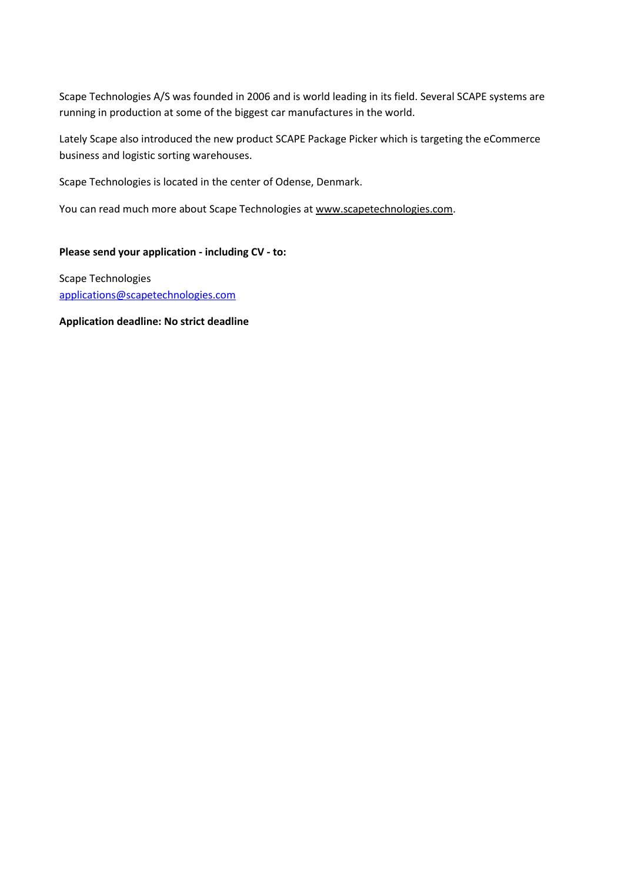Scape Technologies A/S was founded in 2006 and is world leading in its field. Several SCAPE systems are running in production at some of the biggest car manufactures in the world.

Lately Scape also introduced the new product SCAPE Package Picker which is targeting the eCommerce business and logistic sorting warehouses.

Scape Technologies is located in the center of Odense, Denmark.

You can read much more about Scape Technologies at www.scapetechnologies.com.

**Please send your application - including CV - to:**

Scape Technologies
applications@scapetechnologies.com

**Application deadline: No strict deadline**